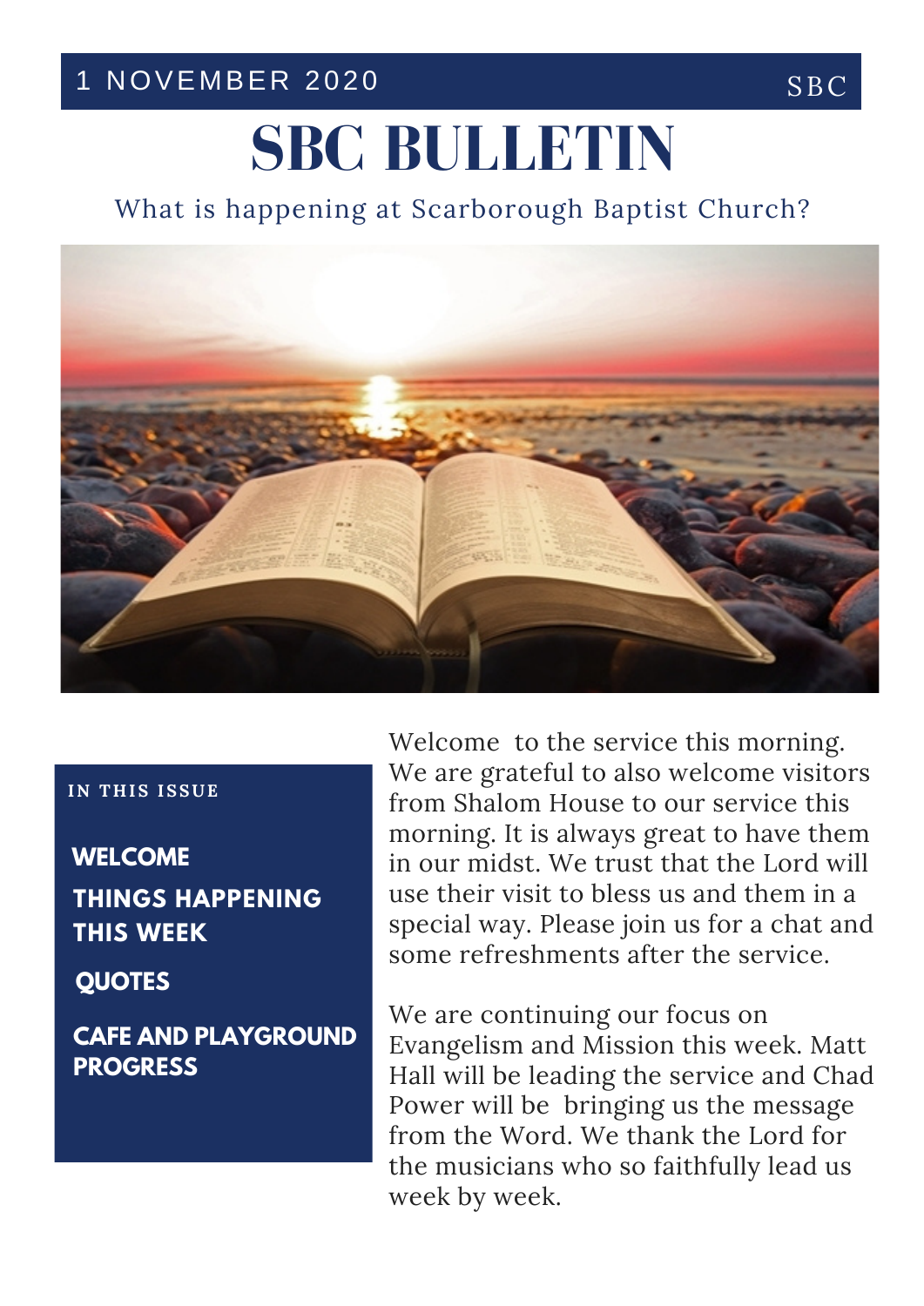1 NOVEMBER 2020 SBC

# SBC BULLETIN

What is happening at Scarborough Baptist Church?

**IN THIS ISSUE**

- **WELCOME**
- **THINGS HAPPENING THIS WEEK**
- **QUOTES**
- **CAFE AND PLAYGROUND PROGRESS**

Welcome to the service this morning. We are grateful to also welcome visitors from Shalom House to our service this morning. It is always great to have them in our midst. We trust that the Lord will use their visit to bless us and them in a special way. Please join us for a chat and some refreshments after the service.

We are continuing our focus on Evangelism and Mission this week. Matt Hall will be leading the service and Chad Power will be bringing us the message from the Word. We thank the Lord for the musicians who so faithfully lead us week by week.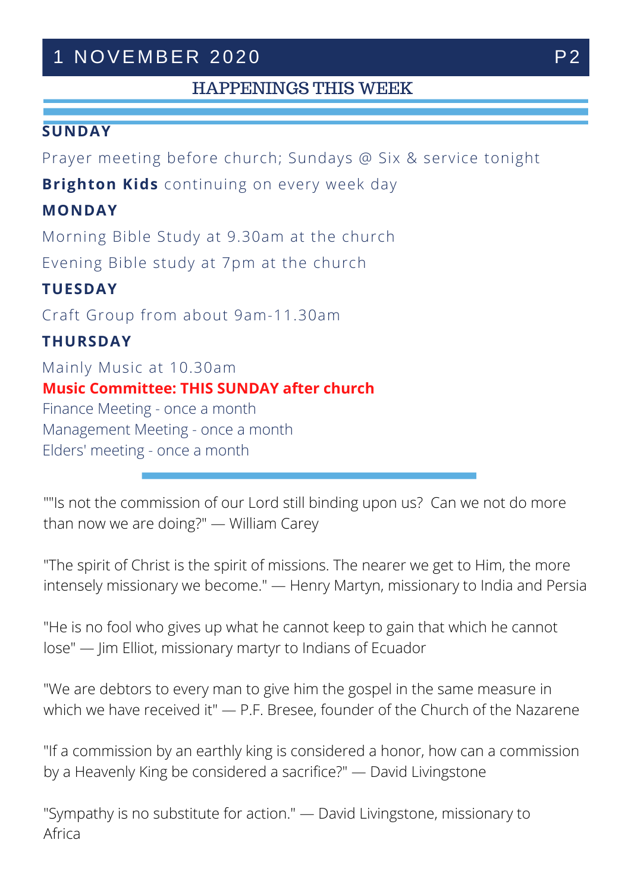1 NOVEMBER 2020

## HAPPENINGS THIS WEEK

**SUNDAY**

Prayer meeting before church; Sundays @ Six & service tonight

**Brighton Kids** continuing on every week day

**MONDAY**

Morning Bible Study at 9.30am at the church

Evening Bible study at 7pm at the church

**TUESDAY**

Craft Group from about 9am-11.30am

**THURSDAY**

Mainly Music at 10.30am

**Music Committee: THIS SUNDAY after church**

Finance Meeting - once a month

Management Meeting - once a month

Elders' meeting - once a month

---

""Is not the commission of our Lord still binding upon us?  Can we not do more than now we are doing?" — William Carey

"The spirit of Christ is the spirit of missions. The nearer we get to Him, the more intensely missionary we become." — Henry Martyn, missionary to India and Persia

"He is no fool who gives up what he cannot keep to gain that which he cannot lose" — Jim Elliot, missionary martyr to Indians of Ecuador

"We are debtors to every man to give him the gospel in the same measure in which we have received it" — P.F. Bresee, founder of the Church of the Nazarene

"If a commission by an earthly king is considered a honor, how can a commission by a Heavenly King be considered a sacrifice?" — David Livingstone

"Sympathy is no substitute for action." — David Livingstone, missionary to Africa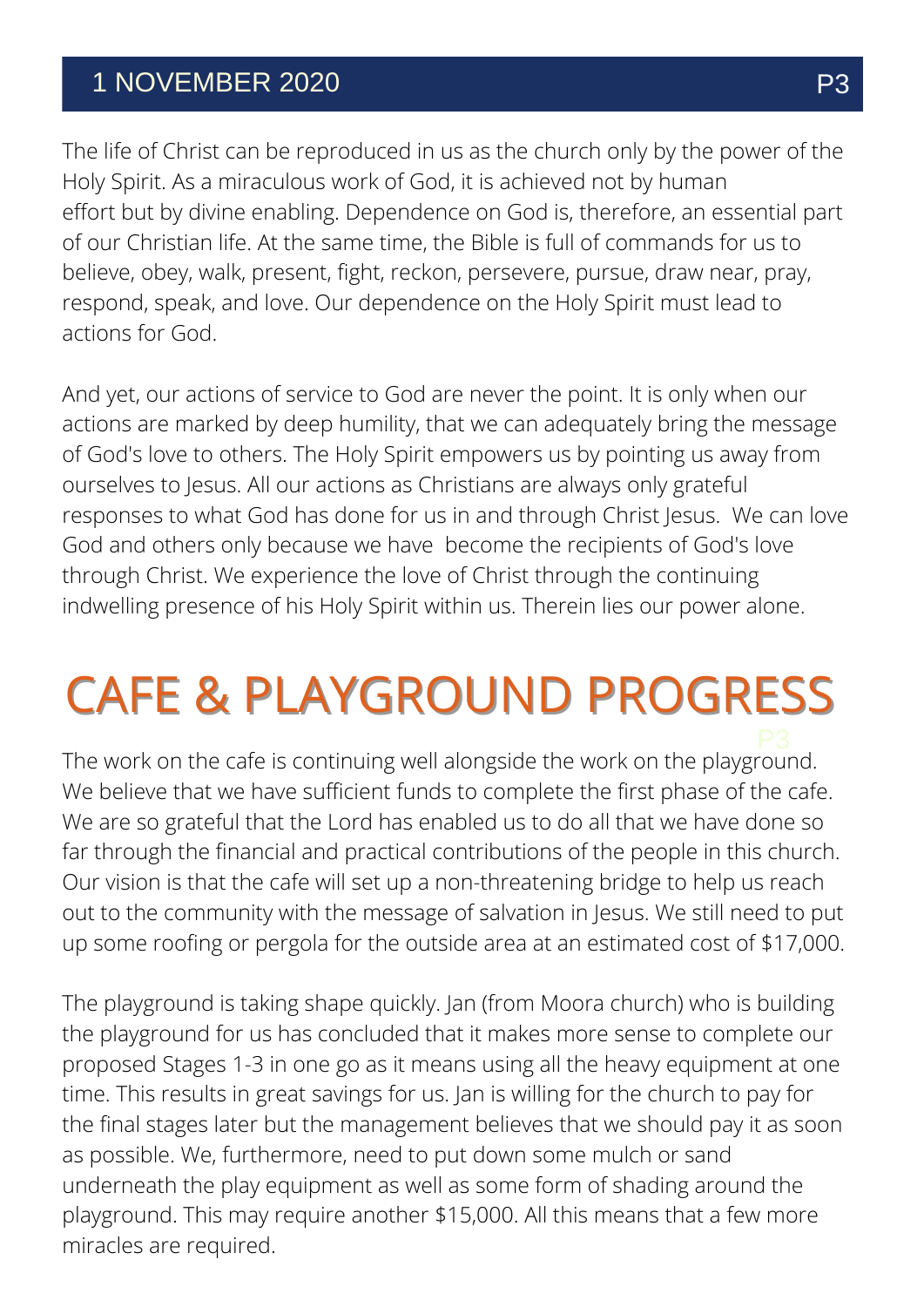The life of Christ can be reproduced in us as the church only by the power of the Holy Spirit. As a miraculous work of God, it is achieved not by human effort but by divine enabling. Dependence on God is, therefore, an essential part of our Christian life. At the same time, the Bible is full of commands for us to believe, obey, walk, present, fight, reckon, persevere, pursue, draw near, pray, respond, speak, and love. Our dependence on the Holy Spirit must lead to actions for God.

And yet, our actions of service to God are never the point. It is only when our actions are marked by deep humility, that we can adequately bring the message of God's love to others. The Holy Spirit empowers us by pointing us away from ourselves to Jesus. All our actions as Christians are always only grateful responses to what God has done for us in and through Christ Jesus. We can love God and others only because we have become the recipients of God's love through Christ. We experience the love of Christ through the continuing indwelling presence of his Holy Spirit within us. Therein lies our power alone.

# CAFE & PLAYGROUND PROGRESS

The work on the cafe is continuing well alongside the work on the playground. We believe that we have sufficient funds to complete the first phase of the cafe. We are so grateful that the Lord has enabled us to do all that we have done so far through the financial and practical contributions of the people in this church. Our vision is that the cafe will set up a non-threatening bridge to help us reach out to the community with the message of salvation in Jesus. We still need to put up some roofing or pergola for the outside area at an estimated cost of $17,000.

The playground is taking shape quickly. Jan (from Moora church) who is building the playground for us has concluded that it makes more sense to complete our proposed Stages 1-3 in one go as it means using all the heavy equipment at one time. This results in great savings for us. Jan is willing for the church to pay for the final stages later but the management believes that we should pay it as soon as possible. We, furthermore, need to put down some mulch or sand underneath the play equipment as well as some form of shading around the playground. This may require another $15,000. All this means that a few more miracles are required.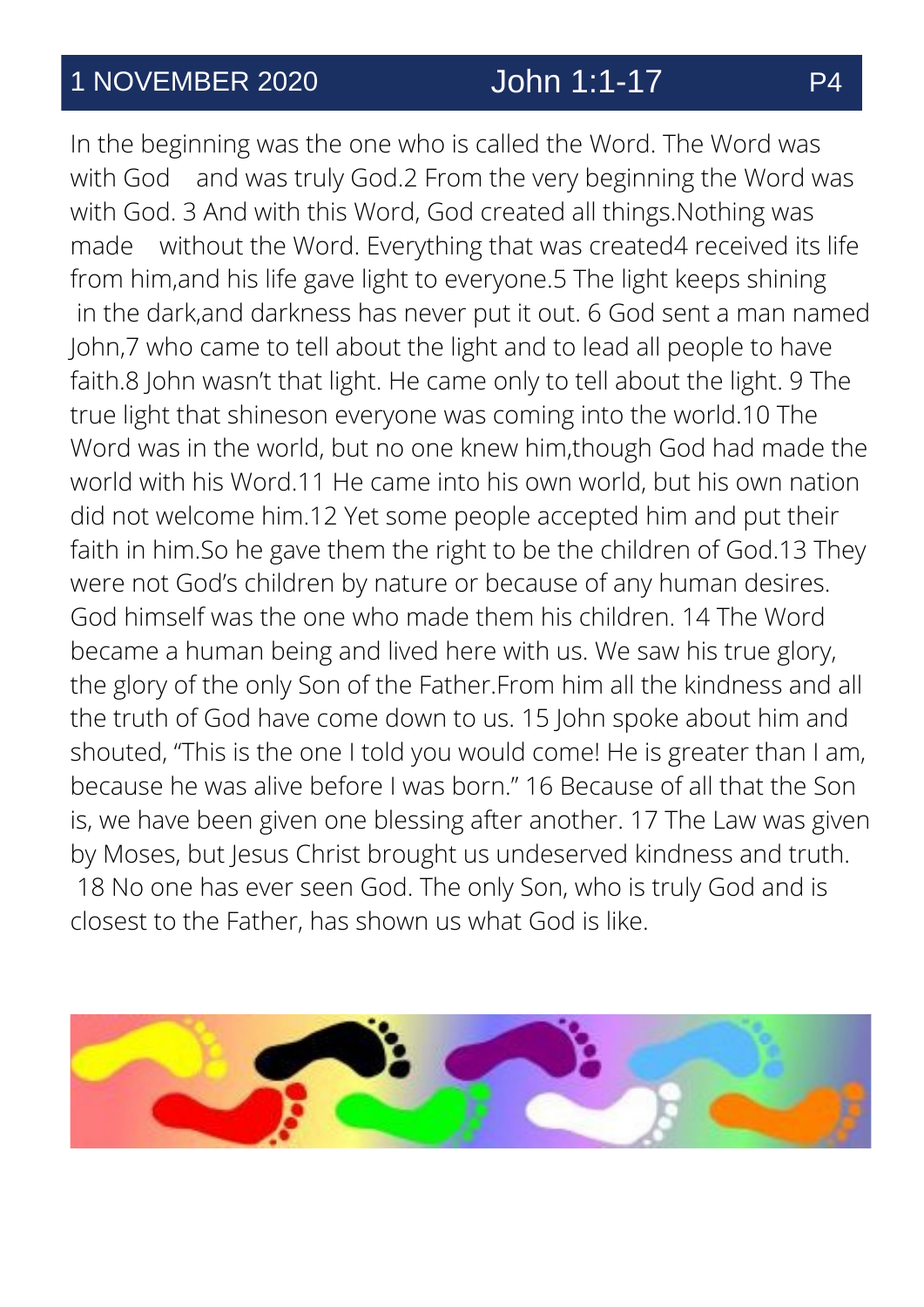## 1 NOVEMBER 2020 — John 1:1-17

In the beginning was the one who is called the Word. The Word was with God and was truly God.2 From the very beginning the Word was with God. 3 And with this Word, God created all things.Nothing was made without the Word. Everything that was created4 received its life from him,and his life gave light to everyone.5 The light keeps shining in the dark,and darkness has never put it out. 6 God sent a man named John,7 who came to tell about the light and to lead all people to have faith.8 John wasn't that light. He came only to tell about the light. 9 The true light that shineson everyone was coming into the world.10 The Word was in the world, but no one knew him,though God had made the world with his Word.11 He came into his own world, but his own nation did not welcome him.12 Yet some people accepted him and put their faith in him.So he gave them the right to be the children of God.13 They were not God's children by nature or because of any human desires. God himself was the one who made them his children. 14 The Word became a human being and lived here with us. We saw his true glory, the glory of the only Son of the Father.From him all the kindness and all the truth of God have come down to us. 15 John spoke about him and shouted, "This is the one I told you would come! He is greater than I am, because he was alive before I was born." 16 Because of all that the Son is, we have been given one blessing after another. 17 The Law was given by Moses, but Jesus Christ brought us undeserved kindness and truth. 18 No one has ever seen God. The only Son, who is truly God and is closest to the Father, has shown us what God is like.